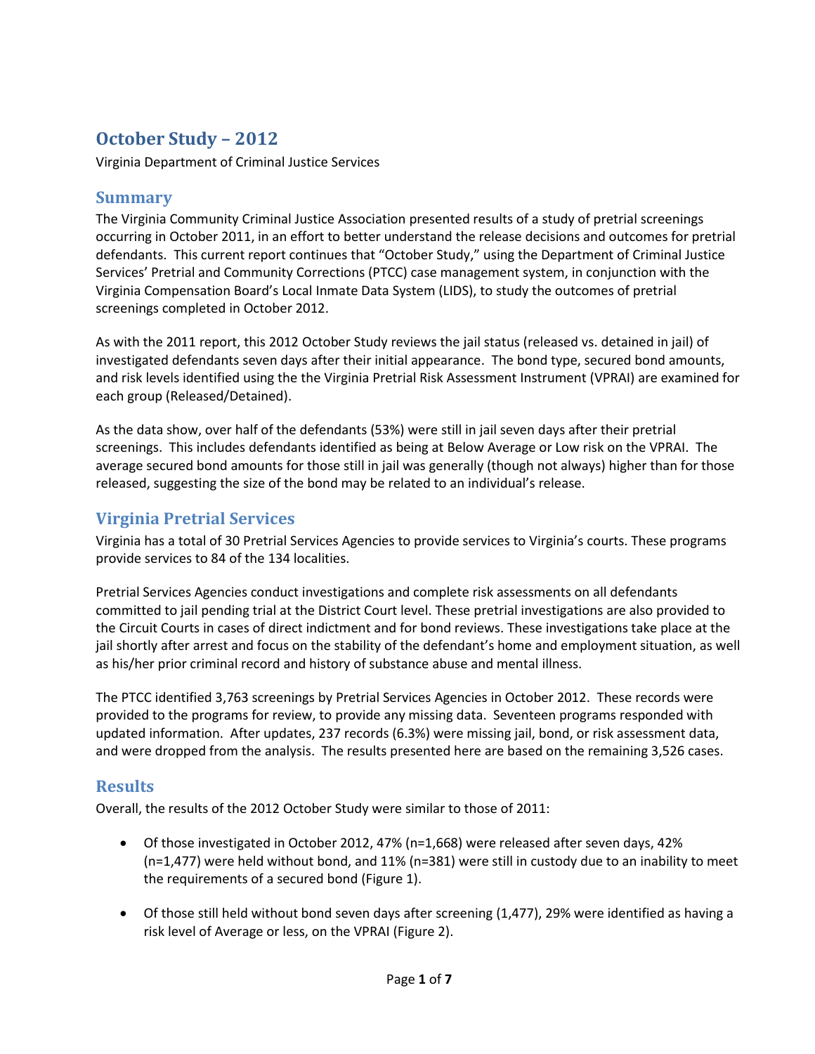# October Study – 2012

Virginia Department of Criminal Justice Services

## Summary

The Virginia Community Criminal Justice Association presented results of a study of pretrial screenings occurring in October 2011, in an effort to better understand the release decisions and outcomes for pretrial defendants. This current report continues that "October Study," using the Department of Criminal Justice Services' Pretrial and Community Corrections (PTCC) case management system, in conjunction with the Virginia Compensation Board's Local Inmate Data System (LIDS), to study the outcomes of pretrial screenings completed in October 2012.

As with the 2011 report, this 2012 October Study reviews the jail status (released vs. detained in jail) of investigated defendants seven days after their initial appearance. The bond type, secured bond amounts, and risk levels identified using the the Virginia Pretrial Risk Assessment Instrument (VPRAI) are examined for each group (Released/Detained).

As the data show, over half of the defendants (53%) were still in jail seven days after their pretrial screenings. This includes defendants identified as being at Below Average or Low risk on the VPRAI. The average secured bond amounts for those still in jail was generally (though not always) higher than for those released, suggesting the size of the bond may be related to an individual's release.

## Virginia Pretrial Services

Virginia has a total of 30 Pretrial Services Agencies to provide services to Virginia's courts. These programs provide services to 84 of the 134 localities.

Pretrial Services Agencies conduct investigations and complete risk assessments on all defendants committed to jail pending trial at the District Court level. These pretrial investigations are also provided to the Circuit Courts in cases of direct indictment and for bond reviews. These investigations take place at the jail shortly after arrest and focus on the stability of the defendant's home and employment situation, as well as his/her prior criminal record and history of substance abuse and mental illness.

The PTCC identified 3,763 screenings by Pretrial Services Agencies in October 2012. These records were provided to the programs for review, to provide any missing data. Seventeen programs responded with updated information. After updates, 237 records (6.3%) were missing jail, bond, or risk assessment data, and were dropped from the analysis. The results presented here are based on the remaining 3,526 cases.

## Results

Overall, the results of the 2012 October Study were similar to those of 2011:

- Of those investigated in October 2012, 47% (n=1,668) were released after seven days, 42% (n=1,477) were held without bond, and 11% (n=381) were still in custody due to an inability to meet the requirements of a secured bond (Figure 1).

- Of those still held without bond seven days after screening (1,477), 29% were identified as having a risk level of Average or less, on the VPRAI (Figure 2).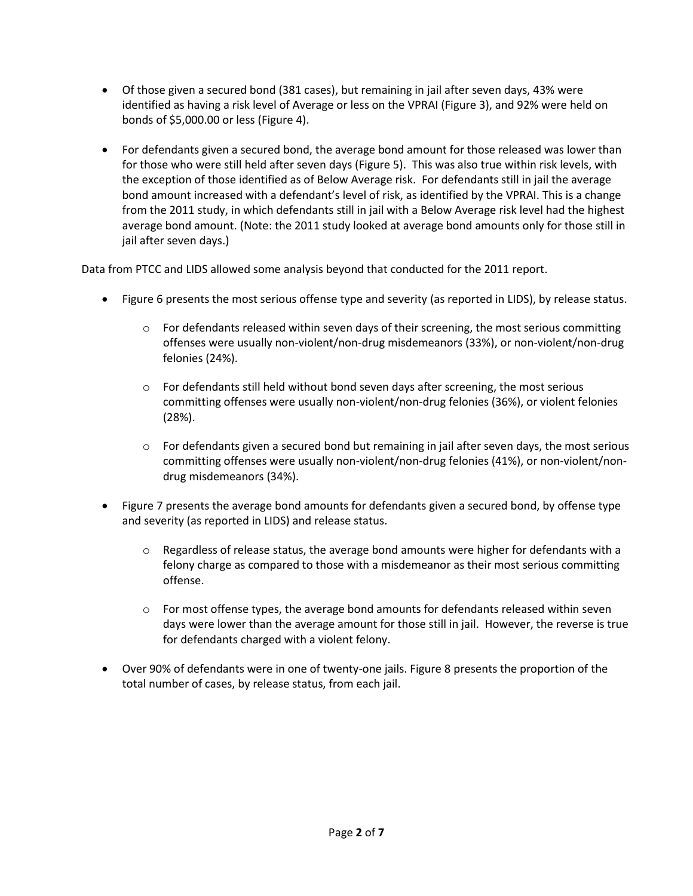- Of those given a secured bond (381 cases), but remaining in jail after seven days, 43% were identified as having a risk level of Average or less on the VPRAI (Figure 3), and 92% were held on bonds of $5,000.00 or less (Figure 4).

- For defendants given a secured bond, the average bond amount for those released was lower than for those who were still held after seven days (Figure 5). This was also true within risk levels, with the exception of those identified as of Below Average risk. For defendants still in jail the average bond amount increased with a defendant's level of risk, as identified by the VPRAI. This is a change from the 2011 study, in which defendants still in jail with a Below Average risk level had the highest average bond amount. (Note: the 2011 study looked at average bond amounts only for those still in jail after seven days.)

Data from PTCC and LIDS allowed some analysis beyond that conducted for the 2011 report.

- Figure 6 presents the most serious offense type and severity (as reported in LIDS), by release status.
  - For defendants released within seven days of their screening, the most serious committing offenses were usually non-violent/non-drug misdemeanors (33%), or non-violent/non-drug felonies (24%).
  - For defendants still held without bond seven days after screening, the most serious committing offenses were usually non-violent/non-drug felonies (36%), or violent felonies (28%).
  - For defendants given a secured bond but remaining in jail after seven days, the most serious committing offenses were usually non-violent/non-drug felonies (41%), or non-violent/non-drug misdemeanors (34%).

- Figure 7 presents the average bond amounts for defendants given a secured bond, by offense type and severity (as reported in LIDS) and release status.
  - Regardless of release status, the average bond amounts were higher for defendants with a felony charge as compared to those with a misdemeanor as their most serious committing offense.
  - For most offense types, the average bond amounts for defendants released within seven days were lower than the average amount for those still in jail. However, the reverse is true for defendants charged with a violent felony.

- Over 90% of defendants were in one of twenty-one jails. Figure 8 presents the proportion of the total number of cases, by release status, from each jail.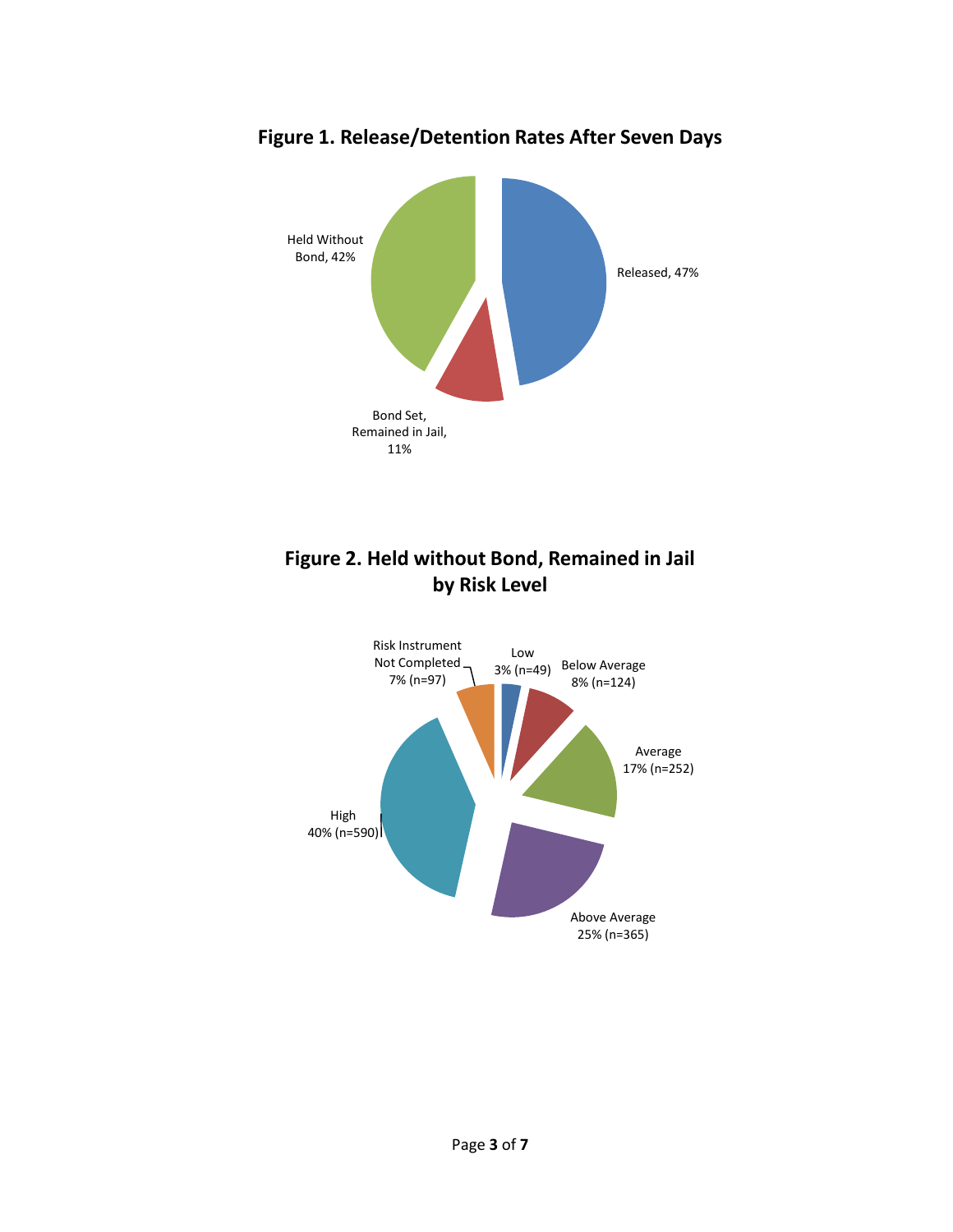**Figure 1. Release/Detention Rates After Seven Days**

Released, 47%

Held Without Bond, 42%

Bond Set, Remained in Jail, 11%

**Figure 2. Held without Bond, Remained in Jail by Risk Level**

Low 3% (n=49)

Below Average 8% (n=124)

Average 17% (n=252)

Above Average 25% (n=365)

High 40% (n=590)

Risk Instrument Not Completed 7% (n=97)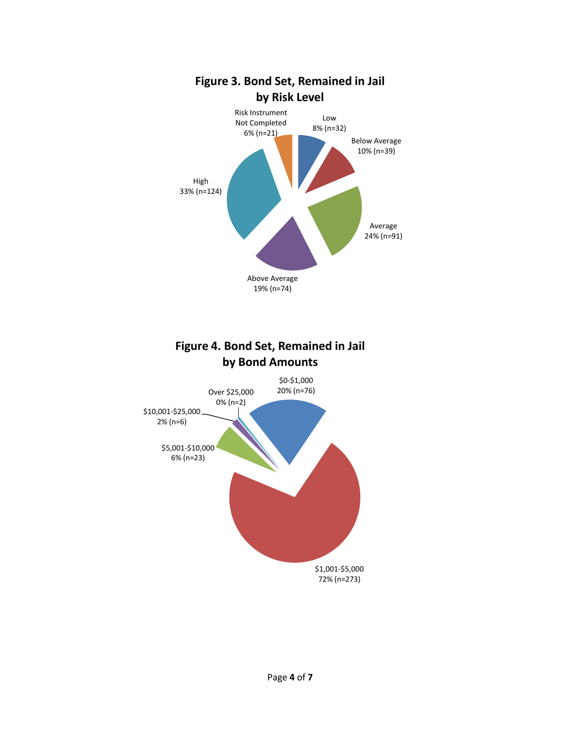## Figure 3. Bond Set, Remained in Jail by Risk Level

Low 8% (n=32)

Below Average 10% (n=39)

Average 24% (n=91)

Above Average 19% (n=74)

High 33% (n=124)

Risk Instrument Not Completed 6% (n=21)

## Figure 4. Bond Set, Remained in Jail by Bond Amounts

$0-$1,000 20% (n=76)

$1,001-$5,000 72% (n=273)

$5,001-$10,000 6% (n=23)

$10,001-$25,000 2% (n=6)

Over $25,000 0% (n=2)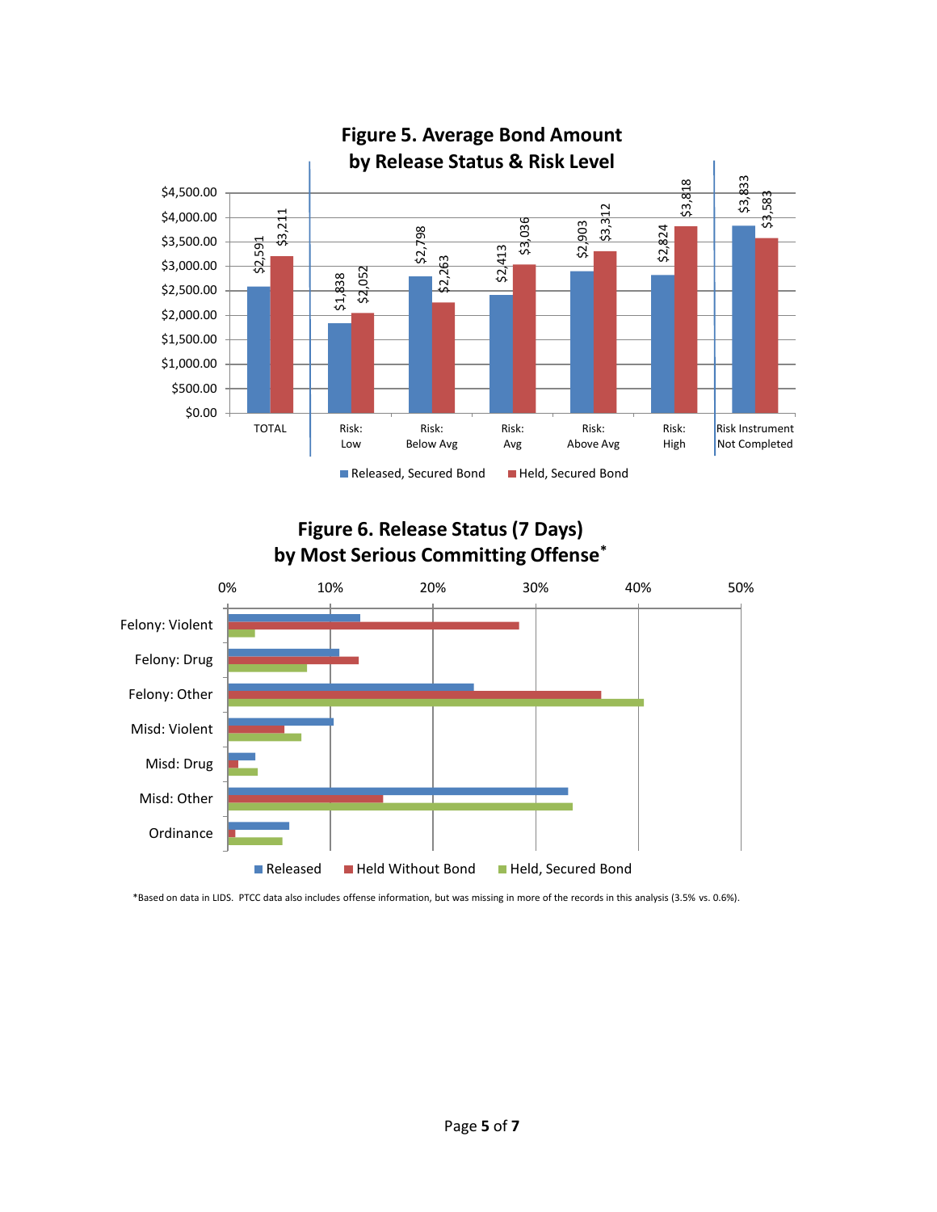## Figure 5. Average Bond Amount by Release Status & Risk Level

| | Released, Secured Bond | Held, Secured Bond |
|---|---|---|
| TOTAL | $2,591 | $3,211 |
| Risk: Low | $1,838 | $2,052 |
| Risk: Below Avg | $2,798 | $2,263 |
| Risk: Avg | $2,413 | $3,036 |
| Risk: Above Avg | $2,903 | $3,312 |
| Risk: High | $2,824 | $3,818 |
| Risk Instrument Not Completed | $3,833 | $3,583 |

## Figure 6. Release Status (7 Days) by Most Serious Committing Offense*

Categories: Felony: Violent; Felony: Drug; Felony: Other; Misd: Violent; Misd: Drug; Misd: Other; Ordinance

Legend: Released; Held Without Bond; Held, Secured Bond

*Based on data in LIDS. PTCC data also includes offense information, but was missing in more of the records in this analysis (3.5% vs. 0.6%).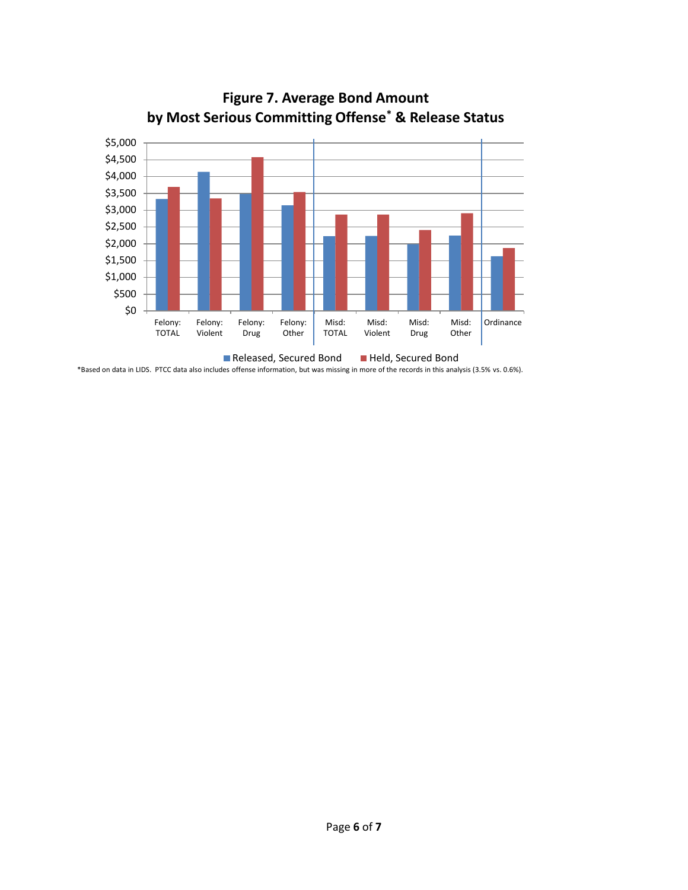**Figure 7. Average Bond Amount by Most Serious Committing Offense* & Release Status**

*Based on data in LIDS. PTCC data also includes offense information, but was missing in more of the records in this analysis (3.5% vs. 0.6%).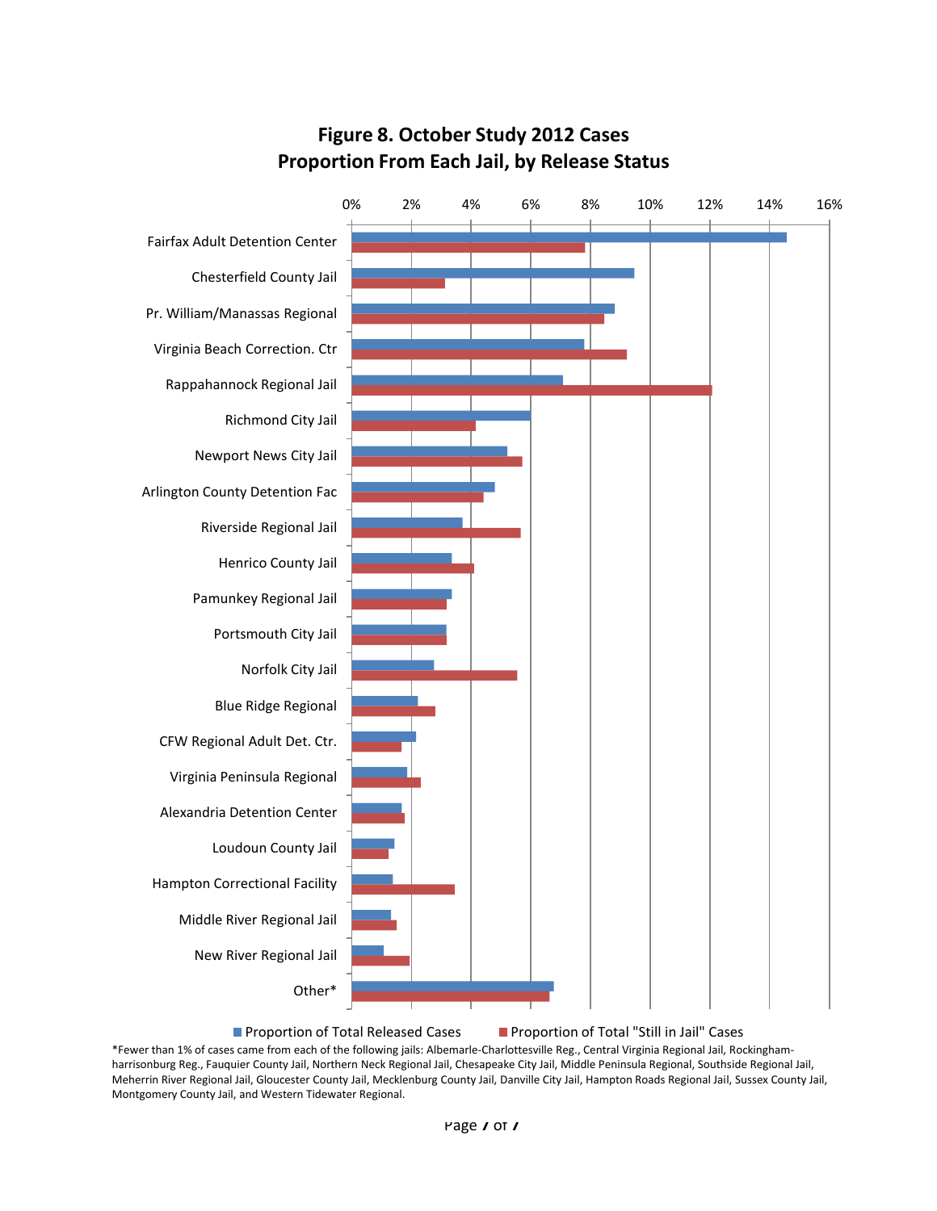**Figure 8. October Study 2012 Cases**
**Proportion From Each Jail, by Release Status**

0% 2% 4% 6% 8% 10% 12% 14% 16%

Fairfax Adult Detention Center

Chesterfield County Jail

Pr. William/Manassas Regional

Virginia Beach Correction. Ctr

Rappahannock Regional Jail

Richmond City Jail

Newport News City Jail

Arlington County Detention Fac

Riverside Regional Jail

Henrico County Jail

Pamunkey Regional Jail

Portsmouth City Jail

Norfolk City Jail

Blue Ridge Regional

CFW Regional Adult Det. Ctr.

Virginia Peninsula Regional

Alexandria Detention Center

Loudoun County Jail

Hampton Correctional Facility

Middle River Regional Jail

New River Regional Jail

Other*

Proportion of Total Released Cases

Proportion of Total "Still in Jail" Cases

*Fewer than 1% of cases came from each of the following jails: Albemarle-Charlottesville Reg., Central Virginia Regional Jail, Rockingham-harrisonburg Reg., Fauquier County Jail, Northern Neck Regional Jail, Chesapeake City Jail, Middle Peninsula Regional, Southside Regional Jail, Meherrin River Regional Jail, Gloucester County Jail, Mecklenburg County Jail, Danville City Jail, Hampton Roads Regional Jail, Sussex County Jail, Montgomery County Jail, and Western Tidewater Regional.